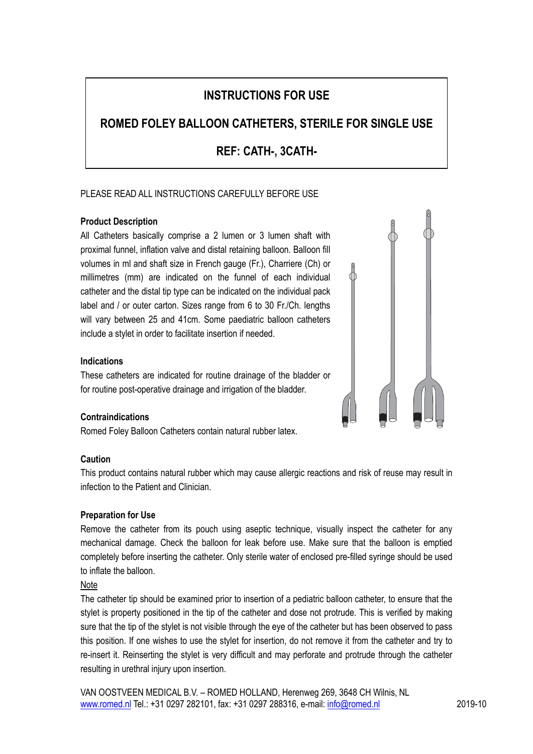# INSTRUCTIONS FOR USE

## ROMED FOLEY BALLOON CATHETERS, STERILE FOR SINGLE USE

## REF: CATH-, 3CATH-

PLEASE READ ALL INSTRUCTIONS CAREFULLY BEFORE USE

**Product Description**

All Catheters basically comprise a 2 lumen or 3 lumen shaft with proximal funnel, inflation valve and distal retaining balloon. Balloon fill volumes in ml and shaft size in French gauge (Fr.), Charriere (Ch) or millimetres (mm) are indicated on the funnel of each individual catheter and the distal tip type can be indicated on the individual pack label and / or outer carton. Sizes range from 6 to 30 Fr./Ch. lengths will vary between 25 and 41cm. Some paediatric balloon catheters include a stylet in order to facilitate insertion if needed.

**Indications**

These catheters are indicated for routine drainage of the bladder or for routine post-operative drainage and irrigation of the bladder.

**Contraindications**

Romed Foley Balloon Catheters contain natural rubber latex.

**Caution**

This product contains natural rubber which may cause allergic reactions and risk of reuse may result in infection to the Patient and Clinician.

**Preparation for Use**

Remove the catheter from its pouch using aseptic technique, visually inspect the catheter for any mechanical damage. Check the balloon for leak before use. Make sure that the balloon is emptied completely before inserting the catheter. Only sterile water of enclosed pre-filled syringe should be used to inflate the balloon.

<u>Note</u>

The catheter tip should be examined prior to insertion of a pediatric balloon catheter, to ensure that the stylet is property positioned in the tip of the catheter and dose not protrude. This is verified by making sure that the tip of the stylet is not visible through the eye of the catheter but has been observed to pass this position. If one wishes to use the stylet for insertion, do not remove it from the catheter and try to re-insert it. Reinserting the stylet is very difficult and may perforate and protrude through the catheter resulting in urethral injury upon insertion.

VAN OOSTVEEN MEDICAL B.V. – ROMED HOLLAND, Herenweg 269, 3648 CH Wilnis, NL
www.romed.nl Tel.: +31 0297 282101, fax: +31 0297 288316, e-mail: info@romed.nl 2019-10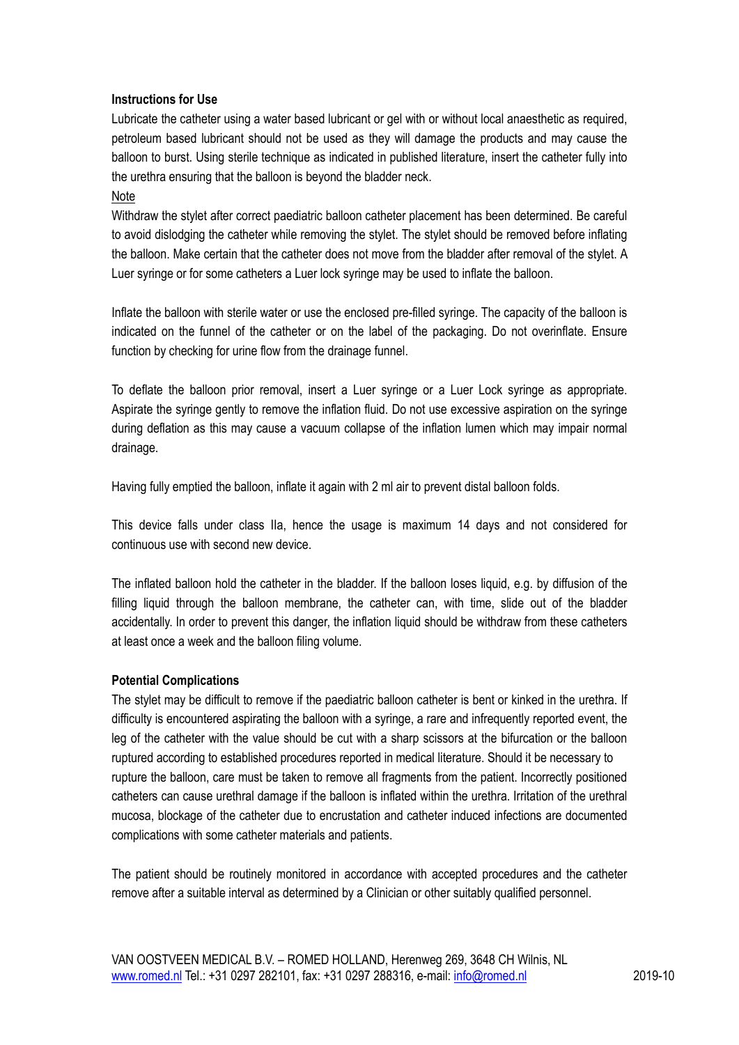**Instructions for Use**

Lubricate the catheter using a water based lubricant or gel with or without local anaesthetic as required, petroleum based lubricant should not be used as they will damage the products and may cause the balloon to burst. Using sterile technique as indicated in published literature, insert the catheter fully into the urethra ensuring that the balloon is beyond the bladder neck.

Note

Withdraw the stylet after correct paediatric balloon catheter placement has been determined. Be careful to avoid dislodging the catheter while removing the stylet. The stylet should be removed before inflating the balloon. Make certain that the catheter does not move from the bladder after removal of the stylet. A Luer syringe or for some catheters a Luer lock syringe may be used to inflate the balloon.

Inflate the balloon with sterile water or use the enclosed pre-filled syringe. The capacity of the balloon is indicated on the funnel of the catheter or on the label of the packaging. Do not overinflate. Ensure function by checking for urine flow from the drainage funnel.

To deflate the balloon prior removal, insert a Luer syringe or a Luer Lock syringe as appropriate. Aspirate the syringe gently to remove the inflation fluid. Do not use excessive aspiration on the syringe during deflation as this may cause a vacuum collapse of the inflation lumen which may impair normal drainage.

Having fully emptied the balloon, inflate it again with 2 ml air to prevent distal balloon folds.

This device falls under class IIa, hence the usage is maximum 14 days and not considered for continuous use with second new device.

The inflated balloon hold the catheter in the bladder. If the balloon loses liquid, e.g. by diffusion of the filling liquid through the balloon membrane, the catheter can, with time, slide out of the bladder accidentally. In order to prevent this danger, the inflation liquid should be withdraw from these catheters at least once a week and the balloon filing volume.

**Potential Complications**

The stylet may be difficult to remove if the paediatric balloon catheter is bent or kinked in the urethra. If difficulty is encountered aspirating the balloon with a syringe, a rare and infrequently reported event, the leg of the catheter with the value should be cut with a sharp scissors at the bifurcation or the balloon ruptured according to established procedures reported in medical literature. Should it be necessary to rupture the balloon, care must be taken to remove all fragments from the patient. Incorrectly positioned catheters can cause urethral damage if the balloon is inflated within the urethra. Irritation of the urethral mucosa, blockage of the catheter due to encrustation and catheter induced infections are documented complications with some catheter materials and patients.

The patient should be routinely monitored in accordance with accepted procedures and the catheter remove after a suitable interval as determined by a Clinician or other suitably qualified personnel.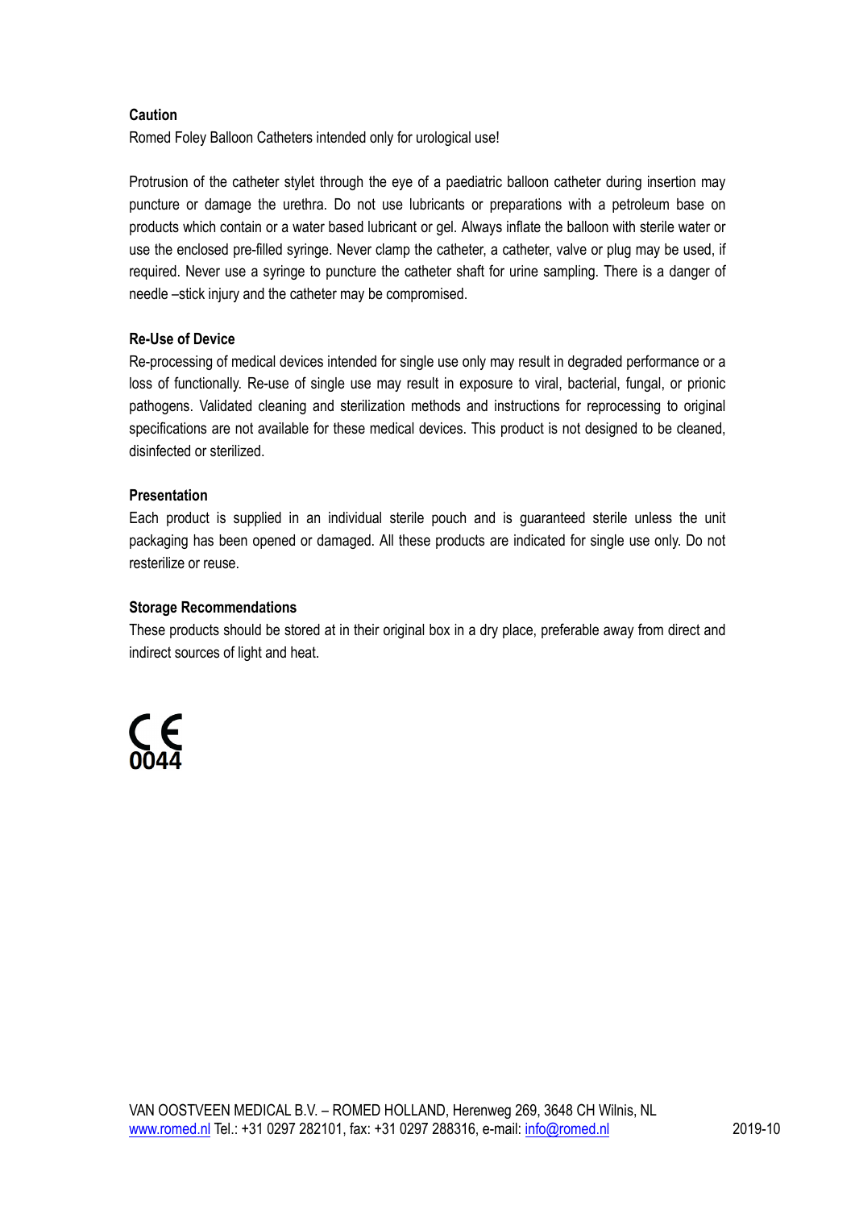**Caution**

Romed Foley Balloon Catheters intended only for urological use!

Protrusion of the catheter stylet through the eye of a paediatric balloon catheter during insertion may puncture or damage the urethra. Do not use lubricants or preparations with a petroleum base on products which contain or a water based lubricant or gel. Always inflate the balloon with sterile water or use the enclosed pre-filled syringe. Never clamp the catheter, a catheter, valve or plug may be used, if required. Never use a syringe to puncture the catheter shaft for urine sampling. There is a danger of needle –stick injury and the catheter may be compromised.

**Re-Use of Device**

Re-processing of medical devices intended for single use only may result in degraded performance or a loss of functionally. Re-use of single use may result in exposure to viral, bacterial, fungal, or prionic pathogens. Validated cleaning and sterilization methods and instructions for reprocessing to original specifications are not available for these medical devices. This product is not designed to be cleaned, disinfected or sterilized.

**Presentation**

Each product is supplied in an individual sterile pouch and is guaranteed sterile unless the unit packaging has been opened or damaged. All these products are indicated for single use only. Do not resterilize or reuse.

**Storage Recommendations**

These products should be stored at in their original box in a dry place, preferable away from direct and indirect sources of light and heat.

CE
0044

VAN OOSTVEEN MEDICAL B.V. – ROMED HOLLAND, Herenweg 269, 3648 CH Wilnis, NL
www.romed.nl Tel.: +31 0297 282101, fax: +31 0297 288316, e-mail: info@romed.nl

2019-10